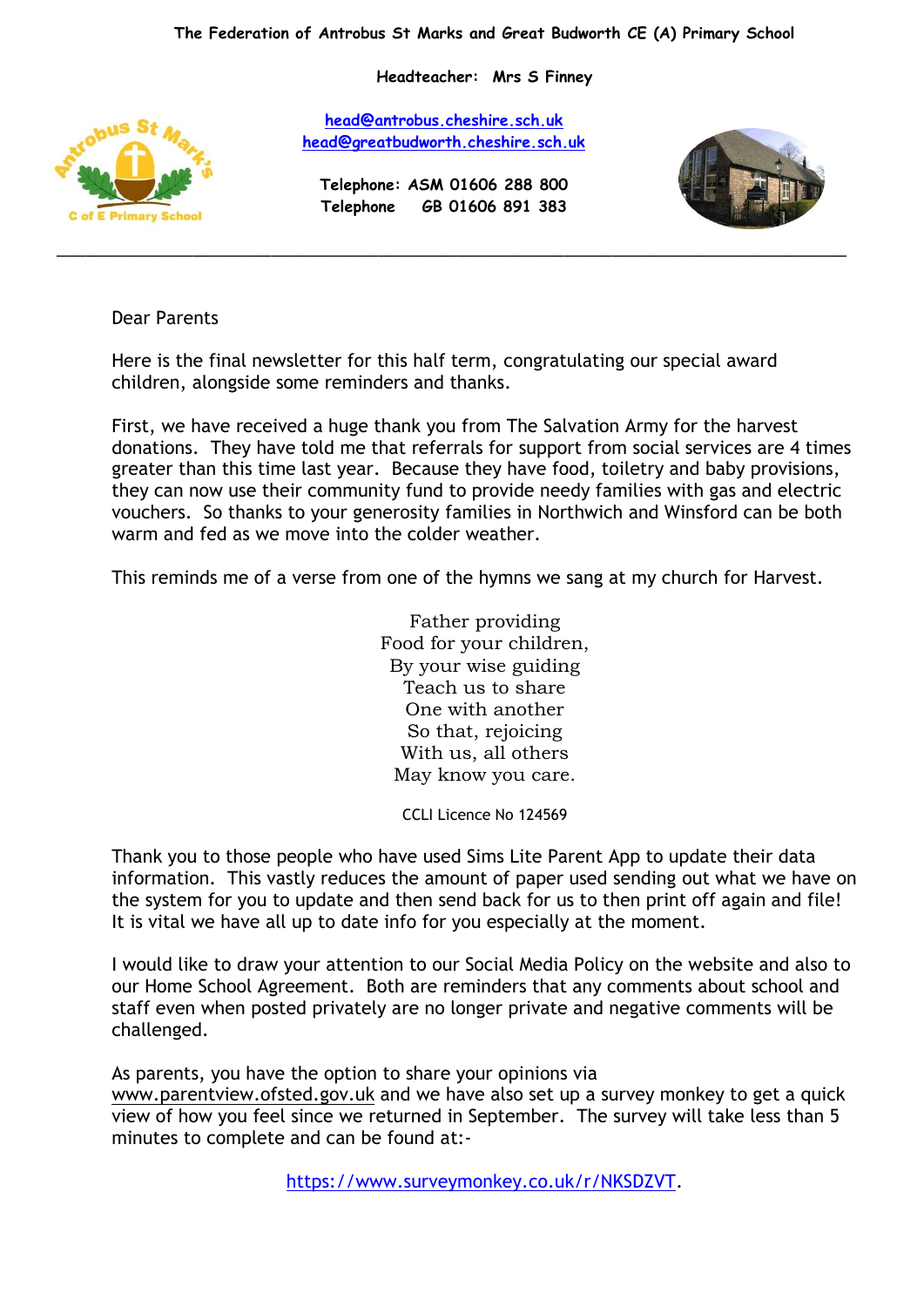**The Federation of Antrobus St Marks and Great Budworth CE (A) Primary School**

**Headteacher: Mrs S Finney**

**head@antrobus.cheshire.sch.uk**
**head@greatbudworth.cheshire.sch.uk**

**Telephone: ASM 01606 288 800**
**Telephone GB 01606 891 383**

---

Dear Parents

Here is the final newsletter for this half term, congratulating our special award children, alongside some reminders and thanks.

First, we have received a huge thank you from The Salvation Army for the harvest donations. They have told me that referrals for support from social services are 4 times greater than this time last year. Because they have food, toiletry and baby provisions, they can now use their community fund to provide needy families with gas and electric vouchers. So thanks to your generosity families in Northwich and Winsford can be both warm and fed as we move into the colder weather.

This reminds me of a verse from one of the hymns we sang at my church for Harvest.

Father providing
Food for your children,
By your wise guiding
Teach us to share
One with another
So that, rejoicing
With us, all others
May know you care.

CCLI Licence No 124569

Thank you to those people who have used Sims Lite Parent App to update their data information. This vastly reduces the amount of paper used sending out what we have on the system for you to update and then send back for us to then print off again and file! It is vital we have all up to date info for you especially at the moment.

I would like to draw your attention to our Social Media Policy on the website and also to our Home School Agreement. Both are reminders that any comments about school and staff even when posted privately are no longer private and negative comments will be challenged.

As parents, you have the option to share your opinions via www.parentview.ofsted.gov.uk and we have also set up a survey monkey to get a quick view of how you feel since we returned in September. The survey will take less than 5 minutes to complete and can be found at:-

https://www.surveymonkey.co.uk/r/NKSDZVT.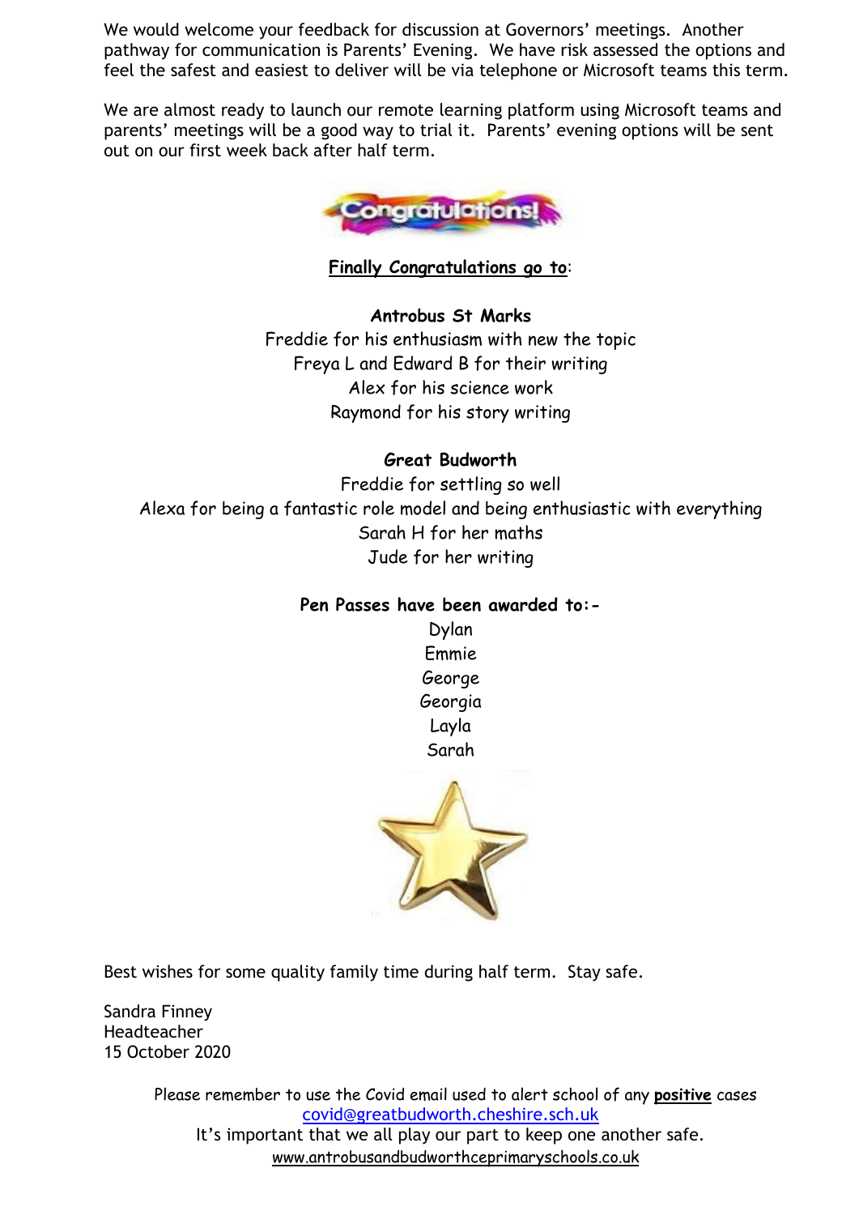We would welcome your feedback for discussion at Governors' meetings. Another pathway for communication is Parents' Evening. We have risk assessed the options and feel the safest and easiest to deliver will be via telephone or Microsoft teams this term.

We are almost ready to launch our remote learning platform using Microsoft teams and parents' meetings will be a good way to trial it. Parents' evening options will be sent out on our first week back after half term.

**Finally Congratulations go to**:

**Antrobus St Marks**

Freddie for his enthusiasm with new the topic
Freya L and Edward B for their writing
Alex for his science work
Raymond for his story writing

**Great Budworth**

Freddie for settling so well
Alexa for being a fantastic role model and being enthusiastic with everything
Sarah H for her maths
Jude for her writing

**Pen Passes have been awarded to:-**

Dylan
Emmie
George
Georgia
Layla
Sarah

Best wishes for some quality family time during half term. Stay safe.

Sandra Finney
Headteacher
15 October 2020

Please remember to use the Covid email used to alert school of any **positive** cases
covid@greatbudworth.cheshire.sch.uk
It's important that we all play our part to keep one another safe.
www.antrobusandbudworthceprimaryschools.co.uk